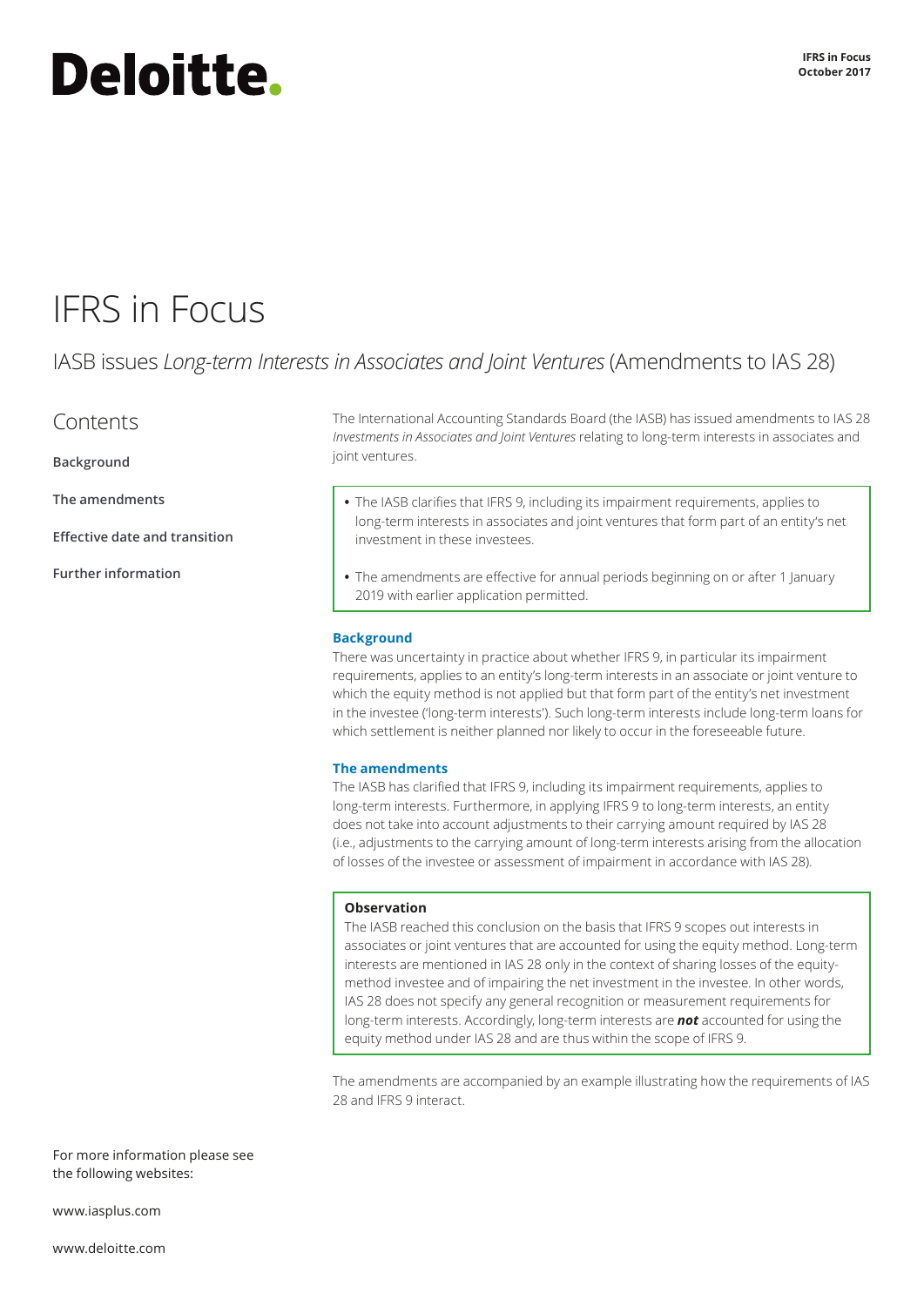Deloitte.

IFRS in Focus
October 2017

# IFRS in Focus

## IASB issues *Long-term Interests in Associates and Joint Ventures* (Amendments to IAS 28)

### Contents

**Background**

**The amendments**

**Effective date and transition**

**Further information**

The International Accounting Standards Board (the IASB) has issued amendments to IAS 28 *Investments in Associates and Joint Ventures* relating to long-term interests in associates and joint ventures.

- The IASB clarifies that IFRS 9, including its impairment requirements, applies to long-term interests in associates and joint ventures that form part of an entity's net investment in these investees.
- The amendments are effective for annual periods beginning on or after 1 January 2019 with earlier application permitted.

### Background

There was uncertainty in practice about whether IFRS 9, in particular its impairment requirements, applies to an entity's long-term interests in an associate or joint venture to which the equity method is not applied but that form part of the entity's net investment in the investee ('long-term interests'). Such long-term interests include long-term loans for which settlement is neither planned nor likely to occur in the foreseeable future.

### The amendments

The IASB has clarified that IFRS 9, including its impairment requirements, applies to long-term interests. Furthermore, in applying IFRS 9 to long-term interests, an entity does not take into account adjustments to their carrying amount required by IAS 28 (i.e., adjustments to the carrying amount of long-term interests arising from the allocation of losses of the investee or assessment of impairment in accordance with IAS 28).

**Observation**

The IASB reached this conclusion on the basis that IFRS 9 scopes out interests in associates or joint ventures that are accounted for using the equity method. Long-term interests are mentioned in IAS 28 only in the context of sharing losses of the equity-method investee and of impairing the net investment in the investee. In other words, IAS 28 does not specify any general recognition or measurement requirements for long-term interests. Accordingly, long-term interests are ***not*** accounted for using the equity method under IAS 28 and are thus within the scope of IFRS 9.

The amendments are accompanied by an example illustrating how the requirements of IAS 28 and IFRS 9 interact.

For more information please see the following websites:

www.iasplus.com

www.deloitte.com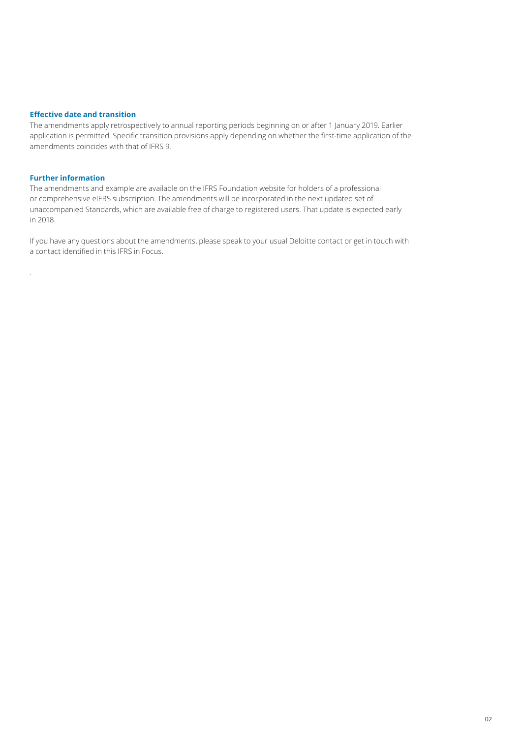### Effective date and transition

The amendments apply retrospectively to annual reporting periods beginning on or after 1 January 2019. Earlier application is permitted. Specific transition provisions apply depending on whether the first-time application of the amendments coincides with that of IFRS 9.

### Further information

The amendments and example are available on the IFRS Foundation website for holders of a professional or comprehensive eIFRS subscription. The amendments will be incorporated in the next updated set of unaccompanied Standards, which are available free of charge to registered users. That update is expected early in 2018.

If you have any questions about the amendments, please speak to your usual Deloitte contact or get in touch with a contact identified in this IFRS in Focus.

.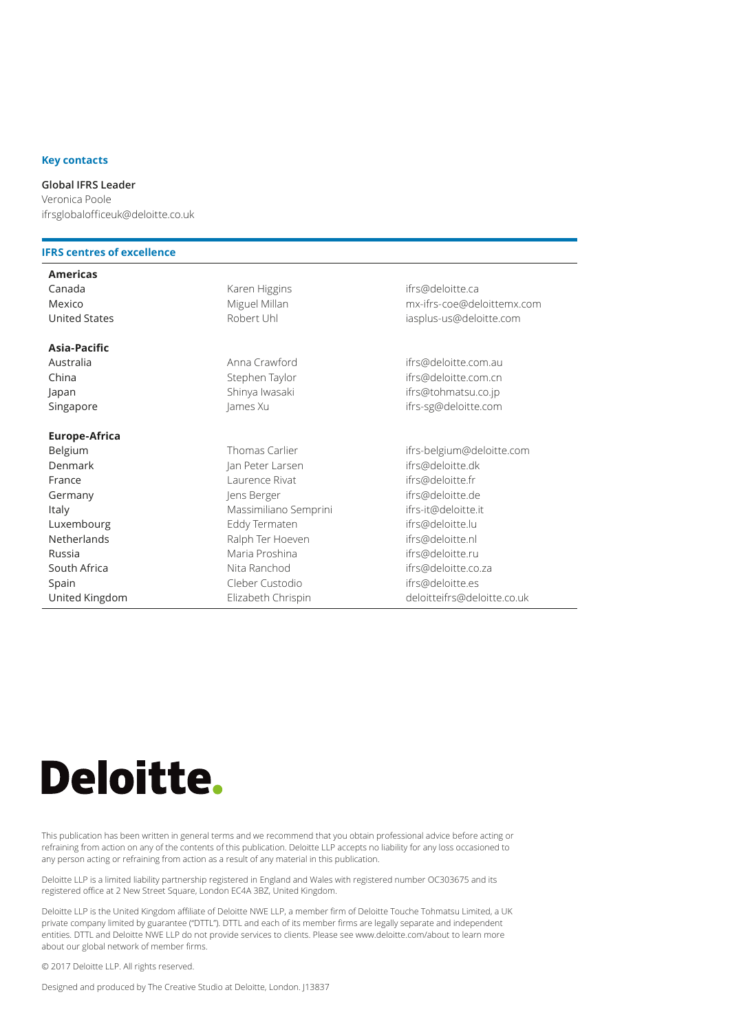## Key contacts

**Global IFRS Leader**
Veronica Poole
ifrsglobalofficeuk@deloitte.co.uk

## IFRS centres of excellence

| | | |
|---|---|---|
| **Americas** | | |
| Canada | Karen Higgins | ifrs@deloitte.ca |
| Mexico | Miguel Millan | mx-ifrs-coe@deloittemx.com |
| United States | Robert Uhl | iasplus-us@deloitte.com |
| **Asia-Pacific** | | |
| Australia | Anna Crawford | ifrs@deloitte.com.au |
| China | Stephen Taylor | ifrs@deloitte.com.cn |
| Japan | Shinya Iwasaki | ifrs@tohmatsu.co.jp |
| Singapore | James Xu | ifrs-sg@deloitte.com |
| **Europe-Africa** | | |
| Belgium | Thomas Carlier | ifrs-belgium@deloitte.com |
| Denmark | Jan Peter Larsen | ifrs@deloitte.dk |
| France | Laurence Rivat | ifrs@deloitte.fr |
| Germany | Jens Berger | ifrs@deloitte.de |
| Italy | Massimiliano Semprini | ifrs-it@deloitte.it |
| Luxembourg | Eddy Termaten | ifrs@deloitte.lu |
| Netherlands | Ralph Ter Hoeven | ifrs@deloitte.nl |
| Russia | Maria Proshina | ifrs@deloitte.ru |
| South Africa | Nita Ranchod | ifrs@deloitte.co.za |
| Spain | Cleber Custodio | ifrs@deloitte.es |
| United Kingdom | Elizabeth Chrispin | deloitteifrs@deloitte.co.uk |

**Deloitte.**

This publication has been written in general terms and we recommend that you obtain professional advice before acting or refraining from action on any of the contents of this publication. Deloitte LLP accepts no liability for any loss occasioned to any person acting or refraining from action as a result of any material in this publication.

Deloitte LLP is a limited liability partnership registered in England and Wales with registered number OC303675 and its registered office at 2 New Street Square, London EC4A 3BZ, United Kingdom.

Deloitte LLP is the United Kingdom affiliate of Deloitte NWE LLP, a member firm of Deloitte Touche Tohmatsu Limited, a UK private company limited by guarantee ("DTTL"). DTTL and each of its member firms are legally separate and independent entities. DTTL and Deloitte NWE LLP do not provide services to clients. Please see www.deloitte.com/about to learn more about our global network of member firms.

© 2017 Deloitte LLP. All rights reserved.

Designed and produced by The Creative Studio at Deloitte, London. J13837